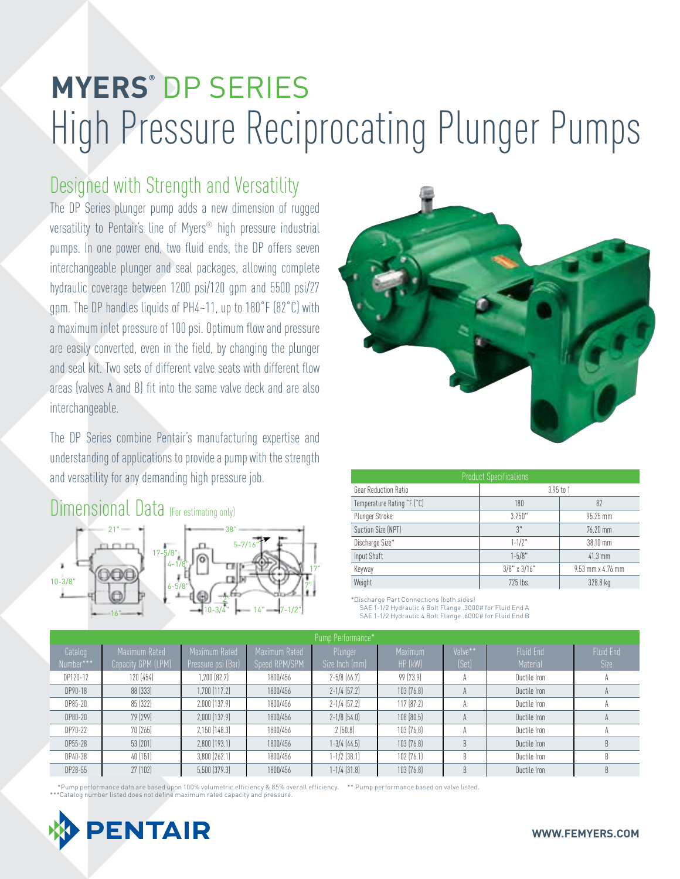# MYERS® DP SERIES

# High Pressure Reciprocating Plunger Pumps

## Designed with Strength and Versatility

The DP Series plunger pump adds a new dimension of rugged versatility to Pentair's line of Myers® high pressure industrial pumps. In one power end, two fluid ends, the DP offers seven interchangeable plunger and seal packages, allowing complete hydraulic coverage between 1200 psi/120 gpm and 5500 psi/27 gpm. The DP handles liquids of PH4~11, up to 180°F (82°C) with a maximum inlet pressure of 100 psi. Optimum flow and pressure are easily converted, even in the field, by changing the plunger and seal kit. Two sets of different valve seats with different flow areas (valves A and B) fit into the same valve deck and are also interchangeable.

The DP Series combine Pentair's manufacturing expertise and understanding of applications to provide a pump with the strength and versatility for any demanding high pressure job.

## Dimensional Data (For estimating only)

| Product Specifications | | |
|---|---|---|
| Gear Reduction Ratio | 3.95 to 1 | |
| Temperature Rating °F (°C) | 180 | 82 |
| Plunger Stroke | 3.750" | 95.25 mm |
| Suction Size (NPT) | 3" | 76.20 mm |
| Discharge Size* | 1-1/2" | 38.10 mm |
| Input Shaft | 1-5/8" | 41.3 mm |
| Keyway | 3/8" x 3/16" | 9.53 mm x 4.76 mm |
| Weight | 725 lbs. | 328.8 kg |

*Discharge Part Connections (both sides)
SAE 1-1/2 Hydraulic 4 Bolt Flange .3000# for Fluid End A
SAE 1-1/2 Hydraulic 4 Bolt Flange .6000# for Fluid End B

| Catalog Number*** | Maximum Rated Capacity GPM (LPM) | Maximum Rated Pressure psi (Bar) | Maximum Rated Speed RPM/SPM | Plunger Size Inch (mm) | Maximum HP (kW) | Valve** (Set) | Fluid End Material | Fluid End Size |
|---|---|---|---|---|---|---|---|---|
| DP120-12 | 120 (454) | 1,200 (82.7) | 1800/456 | 2-5/8 (66.7) | 99 (73.9) | A | Ductile Iron | A |
| DP90-18 | 88 (333) | 1,700 (117.2) | 1800/456 | 2-1/4 (57.2) | 103 (76.8) | A | Ductile Iron | A |
| DP85-20 | 85 (322) | 2,000 (137.9) | 1800/456 | 2-1/4 (57.2) | 117 (87.2) | A | Ductile Iron | A |
| DP80-20 | 79 (299) | 2,000 (137.9) | 1800/456 | 2-1/8 (54.0) | 108 (80.5) | A | Ductile Iron | A |
| DP70-22 | 70 (265) | 2,150 (148.3) | 1800/456 | 2 (50.8) | 103 (76.8) | A | Ductile Iron | A |
| DP55-28 | 53 (201) | 2,800 (193.1) | 1800/456 | 1-3/4 (44.5) | 103 (76.8) | B | Ductile Iron | B |
| DP40-38 | 40 (151) | 3,800 (262.1) | 1800/456 | 1-1/2 (38.1) | 102 (76.1) | B | Ductile Iron | B |
| DP28-55 | 27 (102) | 5,500 (379.3) | 1800/456 | 1-1/4 (31.8) | 103 (76.8) | B | Ductile Iron | B |

*Pump performance data are based upon 100% volumetric efficiency & 85% overall efficiency. ** Pump performance based on valve listed.
***Catalog number listed does not define maximum rated capacity and pressure.

PENTAIR

WWW.FEMYERS.COM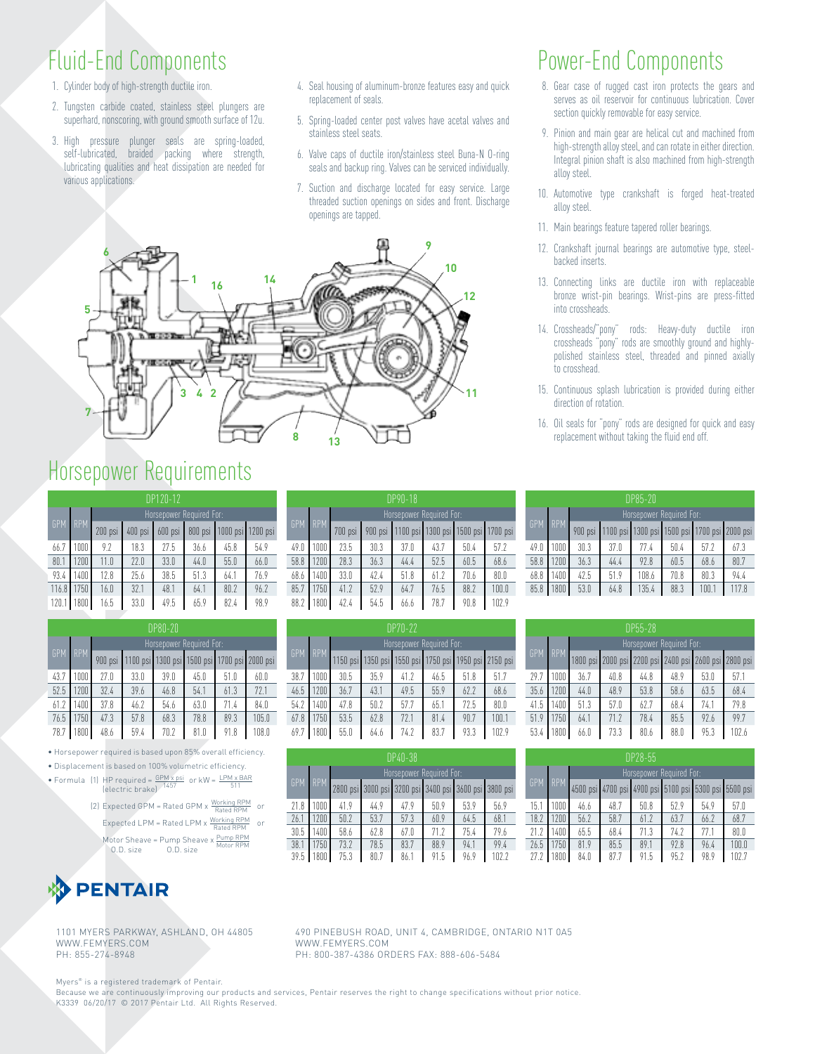# Fluid-End Components

1. Cylinder body of high-strength ductile iron.
2. Tungsten carbide coated, stainless steel plungers are superhard, nonscoring, with ground smooth surface of 12u.
3. High pressure plunger seals are spring-loaded, self-lubricated, braided packing where strength, lubricating qualities and heat dissipation are needed for various applications.
4. Seal housing of aluminum-bronze features easy and quick replacement of seals.
5. Spring-loaded center post valves have acetal valves and stainless steel seats.
6. Valve caps of ductile iron/stainless steel Buna-N O-ring seals and backup ring. Valves can be serviced individually.
7. Suction and discharge located for easy service. Large threaded suction openings on sides and front. Discharge openings are tapped.

# Power-End Components

8. Gear case of rugged cast iron protects the gears and serves as oil reservoir for continuous lubrication. Cover section quickly removable for easy service.
9. Pinion and main gear are helical cut and machined from high-strength alloy steel, and can rotate in either direction. Integral pinion shaft is also machined from high-strength alloy steel.
10. Automotive type crankshaft is forged heat-treated alloy steel.
11. Main bearings feature tapered roller bearings.
12. Crankshaft journal bearings are automotive type, steel-backed inserts.
13. Connecting links are ductile iron with replaceable bronze wrist-pin bearings. Wrist-pins are press-fitted into crossheads.
14. Crossheads/"pony" rods: Heavy-duty ductile iron crossheads "pony" rods are smoothly ground and highly-polished stainless steel, threaded and pinned axially to crosshead.
15. Continuous splash lubrication is provided during either direction of rotation.
16. Oil seals for "pony" rods are designed for quick and easy replacement without taking the fluid end off.

# Horsepower Requirements

**DP120-12**

| GPM | RPM | Horsepower Required For: 200 psi | 400 psi | 600 psi | 800 psi | 1000 psi | 1200 psi |
|---|---|---|---|---|---|---|---|
| 66.7 | 1000 | 9.2 | 18.3 | 27.5 | 36.6 | 45.8 | 54.9 |
| 80.1 | 1200 | 11.0 | 22.0 | 33.0 | 44.0 | 55.0 | 66.0 |
| 93.4 | 1400 | 12.8 | 25.6 | 38.5 | 51.3 | 64.1 | 76.9 |
| 116.8 | 1750 | 16.0 | 32.1 | 48.1 | 64.1 | 80.2 | 96.2 |
| 120.1 | 1800 | 16.5 | 33.0 | 49.5 | 65.9 | 82.4 | 98.9 |

**DP90-18**

| GPM | RPM | Horsepower Required For: 700 psi | 900 psi | 1100 psi | 1300 psi | 1500 psi | 1700 psi |
|---|---|---|---|---|---|---|---|
| 49.0 | 1000 | 23.5 | 30.3 | 37.0 | 43.7 | 50.4 | 57.2 |
| 58.8 | 1200 | 28.3 | 36.3 | 44.4 | 52.5 | 60.5 | 68.6 |
| 68.6 | 1400 | 33.0 | 42.4 | 51.8 | 61.2 | 70.6 | 80.0 |
| 85.7 | 1750 | 41.2 | 52.9 | 64.7 | 76.5 | 88.2 | 100.0 |
| 88.2 | 1800 | 42.4 | 54.5 | 66.6 | 78.7 | 90.8 | 102.9 |

**DP85-20**

| GPM | RPM | Horsepower Required For: 900 psi | 1100 psi | 1300 psi | 1500 psi | 1700 psi | 2000 psi |
|---|---|---|---|---|---|---|---|
| 49.0 | 1000 | 30.3 | 37.0 | 77.4 | 50.4 | 57.2 | 67.3 |
| 58.8 | 1200 | 36.3 | 44.4 | 92.8 | 60.5 | 68.6 | 80.7 |
| 68.8 | 1400 | 42.5 | 51.9 | 108.6 | 70.8 | 80.3 | 94.4 |
| 85.8 | 1800 | 53.0 | 64.8 | 135.4 | 88.3 | 100.1 | 117.8 |

**DP80-20**

| GPM | RPM | Horsepower Required For: 900 psi | 1100 psi | 1300 psi | 1500 psi | 1700 psi | 2000 psi |
|---|---|---|---|---|---|---|---|
| 43.7 | 1000 | 27.0 | 33.0 | 39.0 | 45.0 | 51.0 | 60.0 |
| 52.5 | 1200 | 32.4 | 39.6 | 46.8 | 54.1 | 61.3 | 72.1 |
| 61.2 | 1400 | 37.8 | 46.2 | 54.6 | 63.0 | 71.4 | 84.0 |
| 76.5 | 1750 | 47.3 | 57.8 | 68.3 | 78.8 | 89.3 | 105.0 |
| 78.7 | 1800 | 48.6 | 59.4 | 70.2 | 81.0 | 91.8 | 108.0 |

**DP70-22**

| GPM | RPM | Horsepower Required For: 1150 psi | 1350 psi | 1550 psi | 1750 psi | 1950 psi | 2150 psi |
|---|---|---|---|---|---|---|---|
| 38.7 | 1000 | 30.5 | 35.9 | 41.2 | 46.5 | 51.8 | 51.7 |
| 46.5 | 1200 | 36.7 | 43.1 | 49.5 | 55.9 | 62.2 | 68.6 |
| 54.2 | 1400 | 47.8 | 50.2 | 57.7 | 65.1 | 72.5 | 80.0 |
| 67.8 | 1750 | 53.5 | 62.8 | 72.1 | 81.4 | 90.7 | 100.1 |
| 69.7 | 1800 | 55.0 | 64.6 | 74.2 | 83.7 | 93.3 | 102.9 |

**DP55-28**

| GPM | RPM | Horsepower Required For: 1800 psi | 2000 psi | 2200 psi | 2400 psi | 2600 psi | 2800 psi |
|---|---|---|---|---|---|---|---|
| 29.7 | 1000 | 36.7 | 40.8 | 44.8 | 48.9 | 53.0 | 57.1 |
| 35.6 | 1200 | 44.0 | 48.9 | 53.8 | 58.6 | 63.5 | 68.4 |
| 41.5 | 1400 | 51.3 | 57.0 | 62.7 | 68.4 | 74.1 | 79.8 |
| 51.9 | 1750 | 64.1 | 71.2 | 78.4 | 85.5 | 92.6 | 99.7 |
| 53.4 | 1800 | 66.0 | 73.3 | 80.6 | 88.0 | 95.3 | 102.6 |

**DP40-38**

| GPM | RPM | Horsepower Required For: 2800 psi | 3000 psi | 3200 psi | 3400 psi | 3600 psi | 3800 psi |
|---|---|---|---|---|---|---|---|
| 21.8 | 1000 | 41.9 | 44.9 | 47.9 | 50.9 | 53.9 | 56.9 |
| 26.1 | 1200 | 50.2 | 53.7 | 57.3 | 60.9 | 64.5 | 68.1 |
| 30.5 | 1400 | 58.6 | 62.8 | 67.0 | 71.2 | 75.4 | 79.6 |
| 38.1 | 1750 | 73.2 | 78.5 | 83.7 | 88.9 | 94.1 | 99.4 |
| 39.5 | 1800 | 75.3 | 80.7 | 86.1 | 91.5 | 96.9 | 102.2 |

**DP28-55**

| GPM | RPM | Horsepower Required For: 4500 psi | 4700 psi | 4900 psi | 5100 psi | 5300 psi | 5500 psi |
|---|---|---|---|---|---|---|---|
| 15.1 | 1000 | 46.6 | 48.7 | 50.8 | 52.9 | 54.9 | 57.0 |
| 18.2 | 1200 | 56.2 | 58.7 | 61.2 | 63.7 | 66.2 | 68.7 |
| 21.2 | 1400 | 65.5 | 68.4 | 71.3 | 74.2 | 77.1 | 80.0 |
| 26.5 | 1750 | 81.9 | 85.5 | 89.1 | 92.8 | 96.4 | 100.0 |
| 27.2 | 1800 | 84.0 | 87.7 | 91.5 | 95.2 | 98.9 | 102.7 |

- Horsepower required is based upon 85% overall efficiency.
- Displacement is based on 100% volumetric efficiency.
- Formula (1) HP required = $\frac{GPM \times psi}{1457}$ or kW = $\frac{LPM \times BAR}{511}$ (electric brake)

  (2) Expected GPM = Rated GPM x $\frac{\text{Working RPM}}{\text{Rated RPM}}$ or

  Expected LPM = Rated LPM x $\frac{\text{Working RPM}}{\text{Rated RPM}}$ or

  Motor Sheave O.D. size = Pump Sheave O.D. size x $\frac{\text{Pump RPM}}{\text{Motor RPM}}$

PENTAIR

1101 MYERS PARKWAY, ASHLAND, OH 44805
WWW.FEMYERS.COM
PH: 855-274-8948

490 PINEBUSH ROAD, UNIT 4, CAMBRIDGE, ONTARIO N1T 0A5
WWW.FEMYERS.COM
PH: 800-387-4386 ORDERS FAX: 888-606-5484

Myers® is a registered trademark of Pentair.
Because we are continuously improving our products and services, Pentair reserves the right to change specifications without prior notice.
K3339 06/20/17 © 2017 Pentair Ltd. All Rights Reserved.